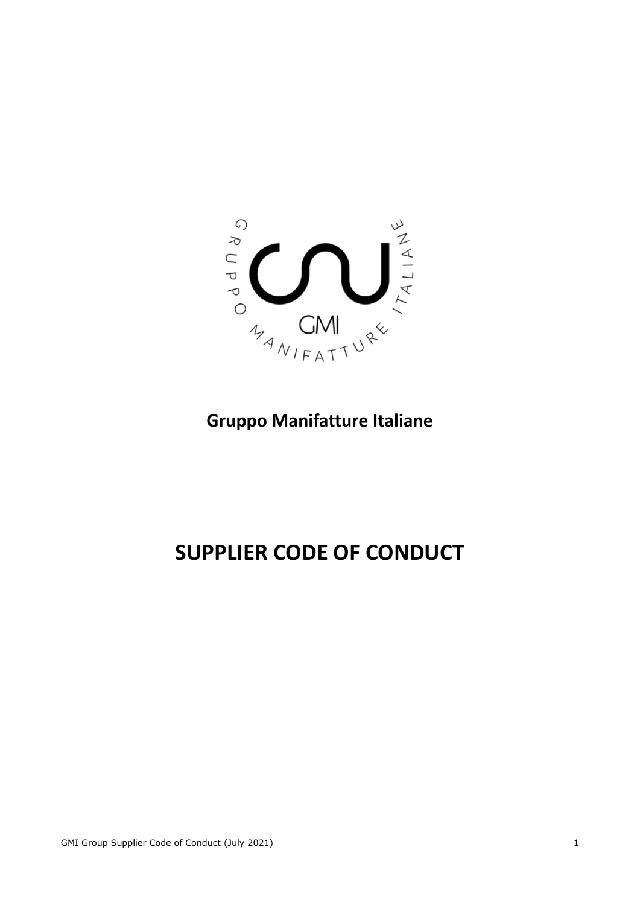**Gruppo Manifatture Italiane**

# SUPPLIER CODE OF CONDUCT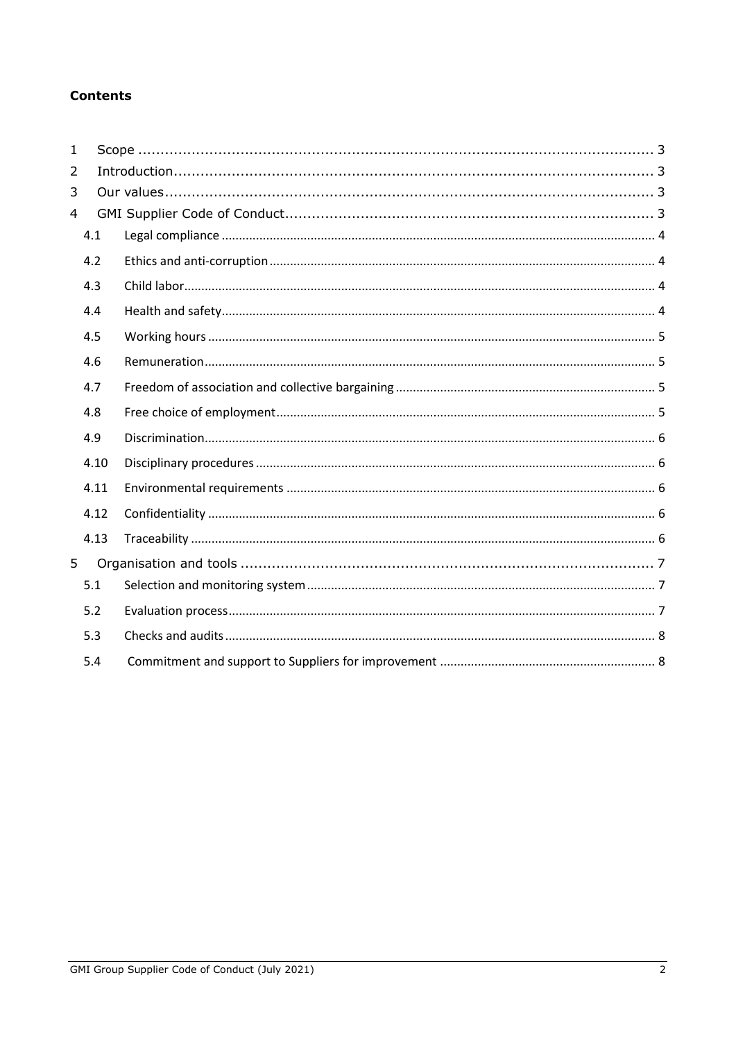**Contents**

- 1 Scope ... 3
- 2 Introduction ... 3
- 3 Our values ... 3
- 4 GMI Supplier Code of Conduct ... 3
  - 4.1 Legal compliance ... 4
  - 4.2 Ethics and anti-corruption ... 4
  - 4.3 Child labor ... 4
  - 4.4 Health and safety ... 4
  - 4.5 Working hours ... 5
  - 4.6 Remuneration ... 5
  - 4.7 Freedom of association and collective bargaining ... 5
  - 4.8 Free choice of employment ... 5
  - 4.9 Discrimination ... 6
  - 4.10 Disciplinary procedures ... 6
  - 4.11 Environmental requirements ... 6
  - 4.12 Confidentiality ... 6
  - 4.13 Traceability ... 6
- 5 Organisation and tools ... 7
  - 5.1 Selection and monitoring system ... 7
  - 5.2 Evaluation process ... 7
  - 5.3 Checks and audits ... 8
  - 5.4 Commitment and support to Suppliers for improvement ... 8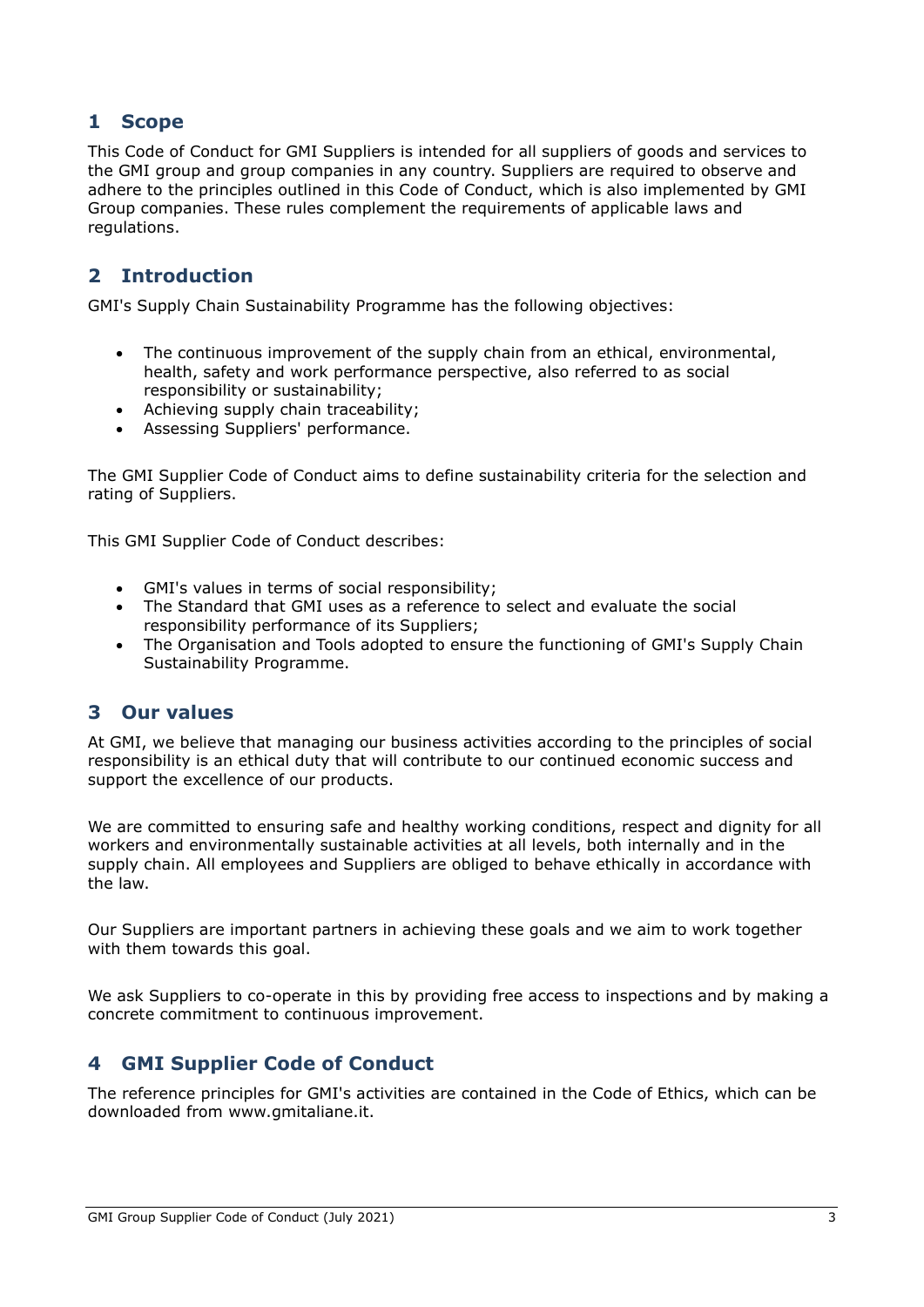## 1 Scope

This Code of Conduct for GMI Suppliers is intended for all suppliers of goods and services to the GMI group and group companies in any country. Suppliers are required to observe and adhere to the principles outlined in this Code of Conduct, which is also implemented by GMI Group companies. These rules complement the requirements of applicable laws and regulations.

## 2 Introduction

GMI's Supply Chain Sustainability Programme has the following objectives:

- The continuous improvement of the supply chain from an ethical, environmental, health, safety and work performance perspective, also referred to as social responsibility or sustainability;
- Achieving supply chain traceability;
- Assessing Suppliers' performance.

The GMI Supplier Code of Conduct aims to define sustainability criteria for the selection and rating of Suppliers.

This GMI Supplier Code of Conduct describes:

- GMI's values in terms of social responsibility;
- The Standard that GMI uses as a reference to select and evaluate the social responsibility performance of its Suppliers;
- The Organisation and Tools adopted to ensure the functioning of GMI's Supply Chain Sustainability Programme.

## 3 Our values

At GMI, we believe that managing our business activities according to the principles of social responsibility is an ethical duty that will contribute to our continued economic success and support the excellence of our products.

We are committed to ensuring safe and healthy working conditions, respect and dignity for all workers and environmentally sustainable activities at all levels, both internally and in the supply chain. All employees and Suppliers are obliged to behave ethically in accordance with the law.

Our Suppliers are important partners in achieving these goals and we aim to work together with them towards this goal.

We ask Suppliers to co-operate in this by providing free access to inspections and by making a concrete commitment to continuous improvement.

## 4 GMI Supplier Code of Conduct

The reference principles for GMI's activities are contained in the Code of Ethics, which can be downloaded from www.gmitaliane.it.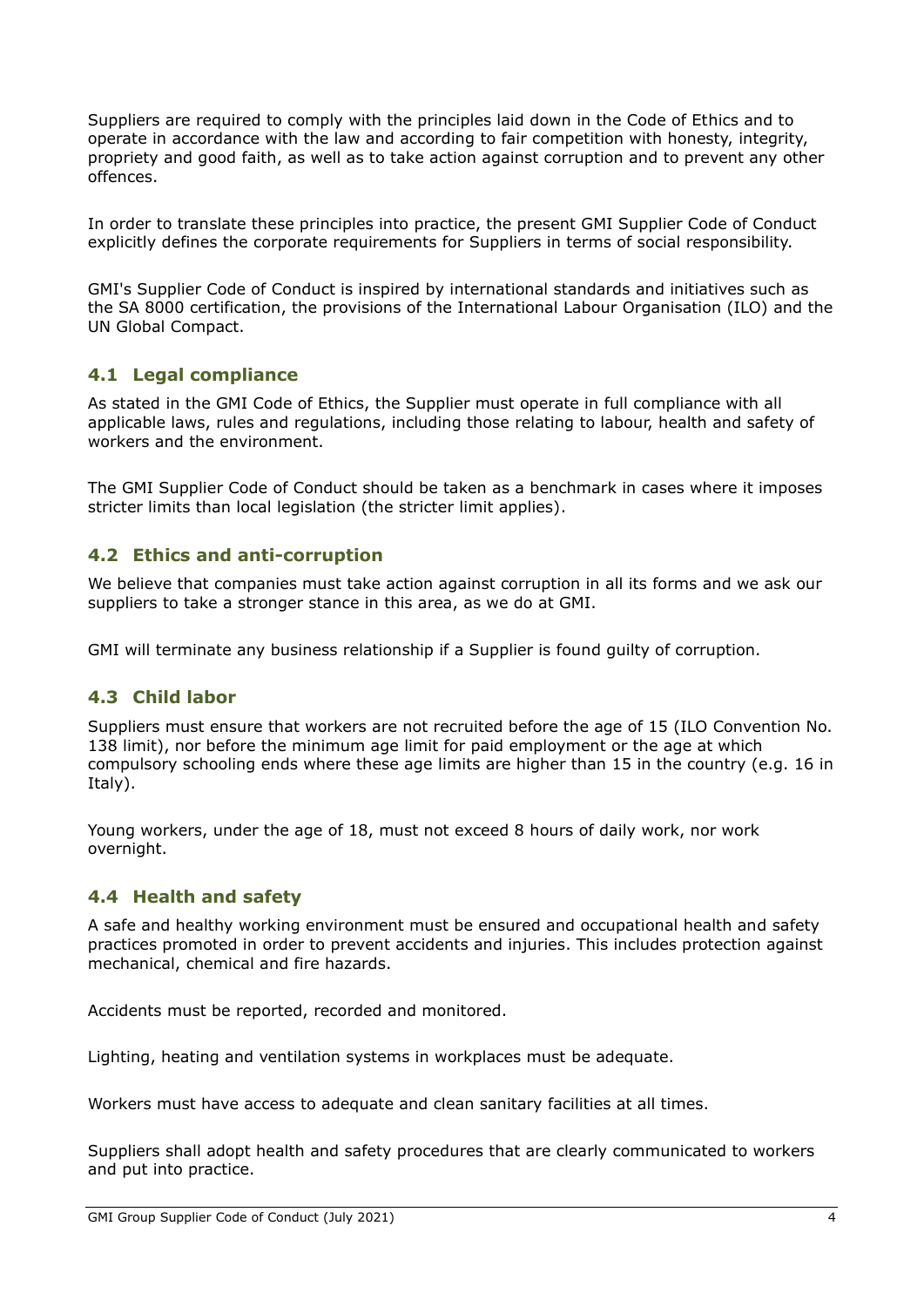Suppliers are required to comply with the principles laid down in the Code of Ethics and to operate in accordance with the law and according to fair competition with honesty, integrity, propriety and good faith, as well as to take action against corruption and to prevent any other offences.

In order to translate these principles into practice, the present GMI Supplier Code of Conduct explicitly defines the corporate requirements for Suppliers in terms of social responsibility.

GMI's Supplier Code of Conduct is inspired by international standards and initiatives such as the SA 8000 certification, the provisions of the International Labour Organisation (ILO) and the UN Global Compact.

### 4.1 Legal compliance

As stated in the GMI Code of Ethics, the Supplier must operate in full compliance with all applicable laws, rules and regulations, including those relating to labour, health and safety of workers and the environment.

The GMI Supplier Code of Conduct should be taken as a benchmark in cases where it imposes stricter limits than local legislation (the stricter limit applies).

### 4.2 Ethics and anti-corruption

We believe that companies must take action against corruption in all its forms and we ask our suppliers to take a stronger stance in this area, as we do at GMI.

GMI will terminate any business relationship if a Supplier is found guilty of corruption.

### 4.3 Child labor

Suppliers must ensure that workers are not recruited before the age of 15 (ILO Convention No. 138 limit), nor before the minimum age limit for paid employment or the age at which compulsory schooling ends where these age limits are higher than 15 in the country (e.g. 16 in Italy).

Young workers, under the age of 18, must not exceed 8 hours of daily work, nor work overnight.

### 4.4 Health and safety

A safe and healthy working environment must be ensured and occupational health and safety practices promoted in order to prevent accidents and injuries. This includes protection against mechanical, chemical and fire hazards.

Accidents must be reported, recorded and monitored.

Lighting, heating and ventilation systems in workplaces must be adequate.

Workers must have access to adequate and clean sanitary facilities at all times.

Suppliers shall adopt health and safety procedures that are clearly communicated to workers and put into practice.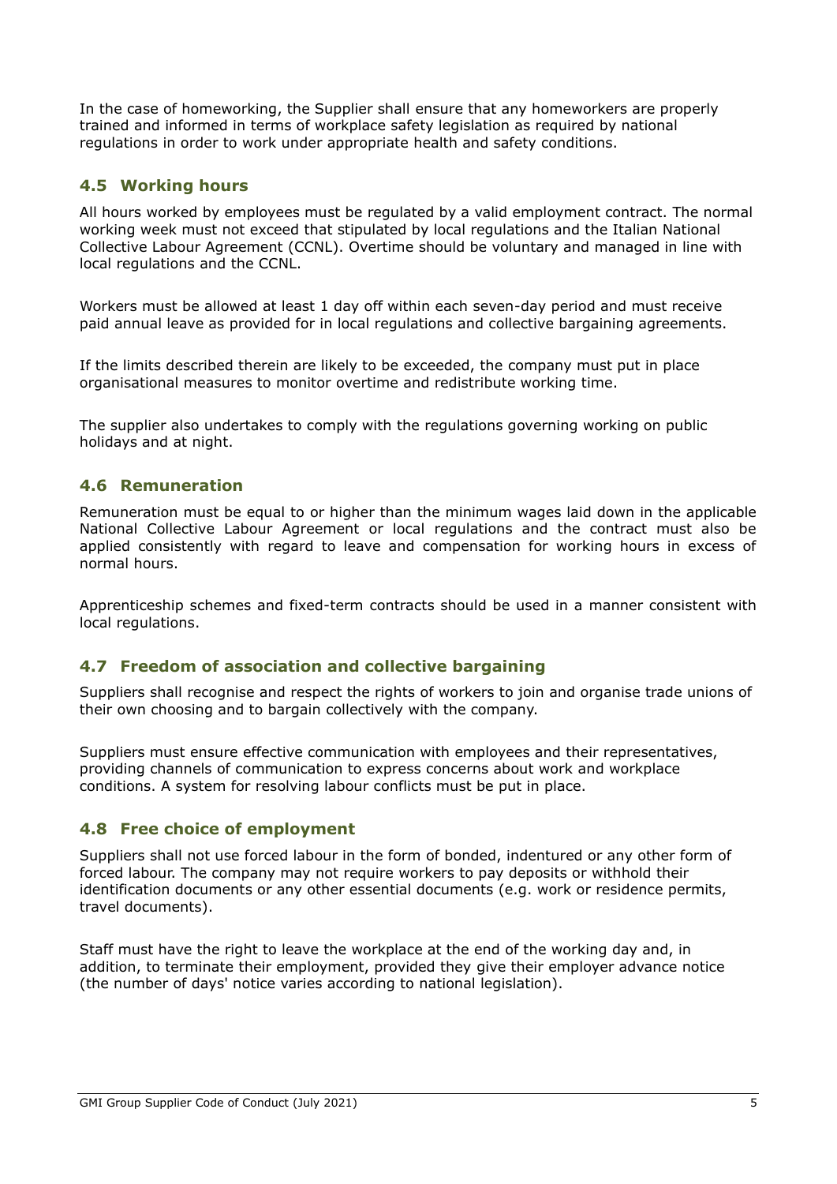In the case of homeworking, the Supplier shall ensure that any homeworkers are properly trained and informed in terms of workplace safety legislation as required by national regulations in order to work under appropriate health and safety conditions.

### 4.5 Working hours

All hours worked by employees must be regulated by a valid employment contract. The normal working week must not exceed that stipulated by local regulations and the Italian National Collective Labour Agreement (CCNL). Overtime should be voluntary and managed in line with local regulations and the CCNL.

Workers must be allowed at least 1 day off within each seven-day period and must receive paid annual leave as provided for in local regulations and collective bargaining agreements.

If the limits described therein are likely to be exceeded, the company must put in place organisational measures to monitor overtime and redistribute working time.

The supplier also undertakes to comply with the regulations governing working on public holidays and at night.

### 4.6 Remuneration

Remuneration must be equal to or higher than the minimum wages laid down in the applicable National Collective Labour Agreement or local regulations and the contract must also be applied consistently with regard to leave and compensation for working hours in excess of normal hours.

Apprenticeship schemes and fixed-term contracts should be used in a manner consistent with local regulations.

### 4.7 Freedom of association and collective bargaining

Suppliers shall recognise and respect the rights of workers to join and organise trade unions of their own choosing and to bargain collectively with the company.

Suppliers must ensure effective communication with employees and their representatives, providing channels of communication to express concerns about work and workplace conditions. A system for resolving labour conflicts must be put in place.

### 4.8 Free choice of employment

Suppliers shall not use forced labour in the form of bonded, indentured or any other form of forced labour. The company may not require workers to pay deposits or withhold their identification documents or any other essential documents (e.g. work or residence permits, travel documents).

Staff must have the right to leave the workplace at the end of the working day and, in addition, to terminate their employment, provided they give their employer advance notice (the number of days' notice varies according to national legislation).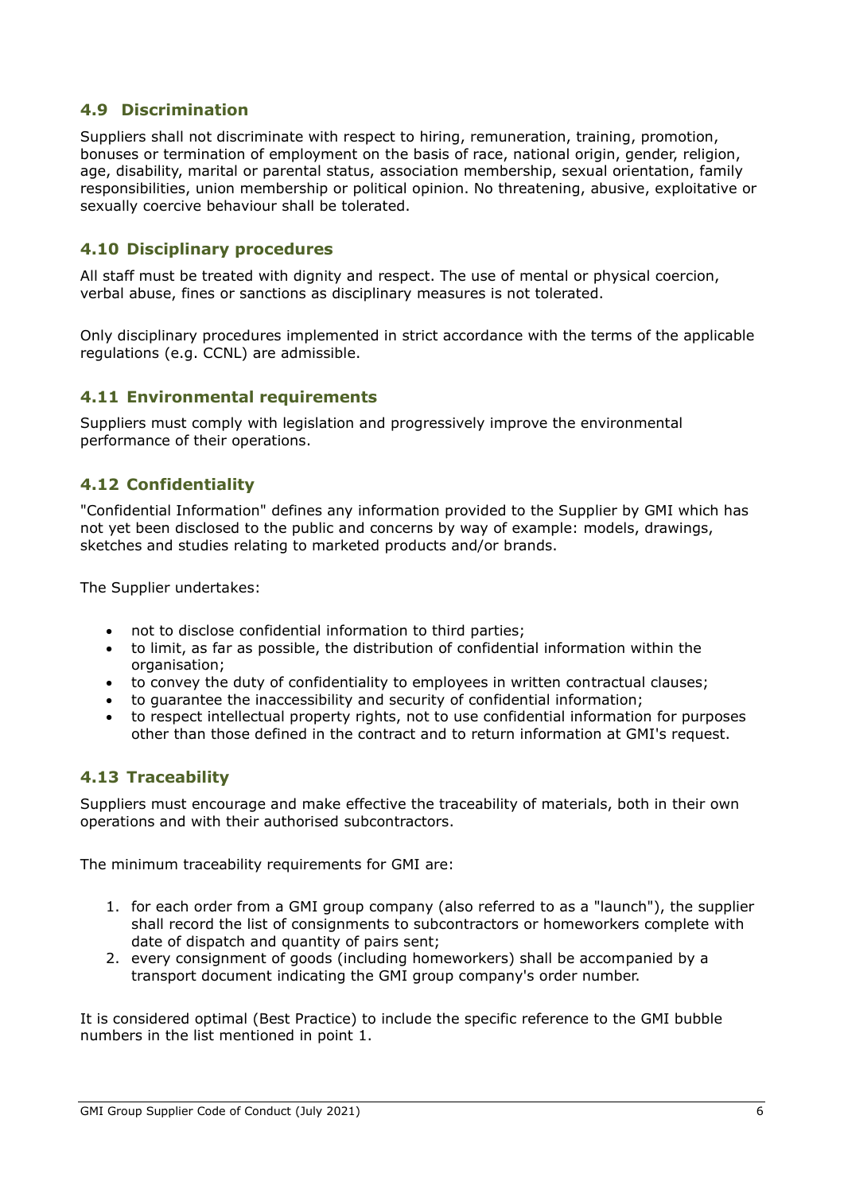### 4.9 Discrimination

Suppliers shall not discriminate with respect to hiring, remuneration, training, promotion, bonuses or termination of employment on the basis of race, national origin, gender, religion, age, disability, marital or parental status, association membership, sexual orientation, family responsibilities, union membership or political opinion. No threatening, abusive, exploitative or sexually coercive behaviour shall be tolerated.

### 4.10 Disciplinary procedures

All staff must be treated with dignity and respect. The use of mental or physical coercion, verbal abuse, fines or sanctions as disciplinary measures is not tolerated.

Only disciplinary procedures implemented in strict accordance with the terms of the applicable regulations (e.g. CCNL) are admissible.

### 4.11 Environmental requirements

Suppliers must comply with legislation and progressively improve the environmental performance of their operations.

### 4.12 Confidentiality

"Confidential Information" defines any information provided to the Supplier by GMI which has not yet been disclosed to the public and concerns by way of example: models, drawings, sketches and studies relating to marketed products and/or brands.

The Supplier undertakes:

- not to disclose confidential information to third parties;
- to limit, as far as possible, the distribution of confidential information within the organisation;
- to convey the duty of confidentiality to employees in written contractual clauses;
- to guarantee the inaccessibility and security of confidential information;
- to respect intellectual property rights, not to use confidential information for purposes other than those defined in the contract and to return information at GMI's request.

### 4.13 Traceability

Suppliers must encourage and make effective the traceability of materials, both in their own operations and with their authorised subcontractors.

The minimum traceability requirements for GMI are:

1. for each order from a GMI group company (also referred to as a "launch"), the supplier shall record the list of consignments to subcontractors or homeworkers complete with date of dispatch and quantity of pairs sent;
2. every consignment of goods (including homeworkers) shall be accompanied by a transport document indicating the GMI group company's order number.

It is considered optimal (Best Practice) to include the specific reference to the GMI bubble numbers in the list mentioned in point 1.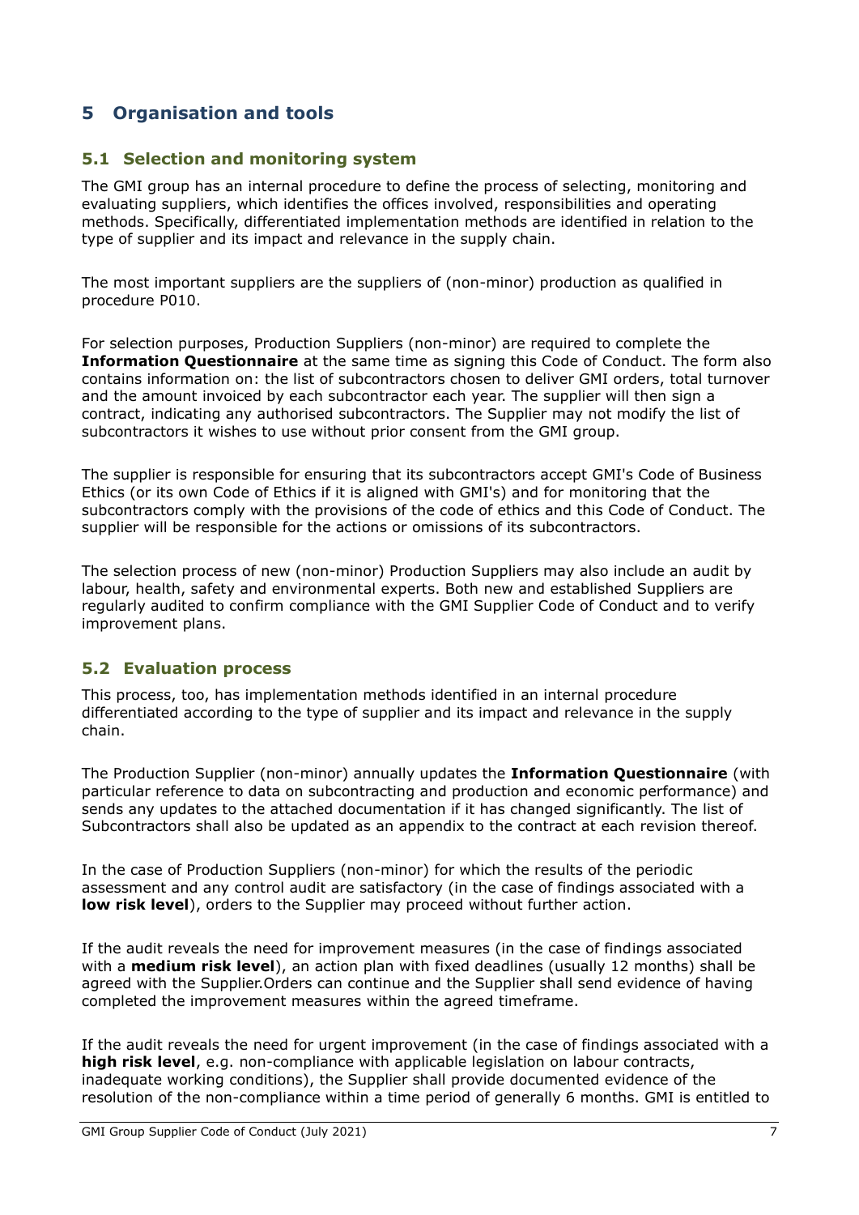## 5 Organisation and tools

### 5.1 Selection and monitoring system

The GMI group has an internal procedure to define the process of selecting, monitoring and evaluating suppliers, which identifies the offices involved, responsibilities and operating methods. Specifically, differentiated implementation methods are identified in relation to the type of supplier and its impact and relevance in the supply chain.

The most important suppliers are the suppliers of (non-minor) production as qualified in procedure P010.

For selection purposes, Production Suppliers (non-minor) are required to complete the **Information Questionnaire** at the same time as signing this Code of Conduct. The form also contains information on: the list of subcontractors chosen to deliver GMI orders, total turnover and the amount invoiced by each subcontractor each year. The supplier will then sign a contract, indicating any authorised subcontractors. The Supplier may not modify the list of subcontractors it wishes to use without prior consent from the GMI group.

The supplier is responsible for ensuring that its subcontractors accept GMI's Code of Business Ethics (or its own Code of Ethics if it is aligned with GMI's) and for monitoring that the subcontractors comply with the provisions of the code of ethics and this Code of Conduct. The supplier will be responsible for the actions or omissions of its subcontractors.

The selection process of new (non-minor) Production Suppliers may also include an audit by labour, health, safety and environmental experts. Both new and established Suppliers are regularly audited to confirm compliance with the GMI Supplier Code of Conduct and to verify improvement plans.

### 5.2 Evaluation process

This process, too, has implementation methods identified in an internal procedure differentiated according to the type of supplier and its impact and relevance in the supply chain.

The Production Supplier (non-minor) annually updates the **Information Questionnaire** (with particular reference to data on subcontracting and production and economic performance) and sends any updates to the attached documentation if it has changed significantly. The list of Subcontractors shall also be updated as an appendix to the contract at each revision thereof.

In the case of Production Suppliers (non-minor) for which the results of the periodic assessment and any control audit are satisfactory (in the case of findings associated with a **low risk level**), orders to the Supplier may proceed without further action.

If the audit reveals the need for improvement measures (in the case of findings associated with a **medium risk level**), an action plan with fixed deadlines (usually 12 months) shall be agreed with the Supplier.Orders can continue and the Supplier shall send evidence of having completed the improvement measures within the agreed timeframe.

If the audit reveals the need for urgent improvement (in the case of findings associated with a **high risk level**, e.g. non-compliance with applicable legislation on labour contracts, inadequate working conditions), the Supplier shall provide documented evidence of the resolution of the non-compliance within a time period of generally 6 months. GMI is entitled to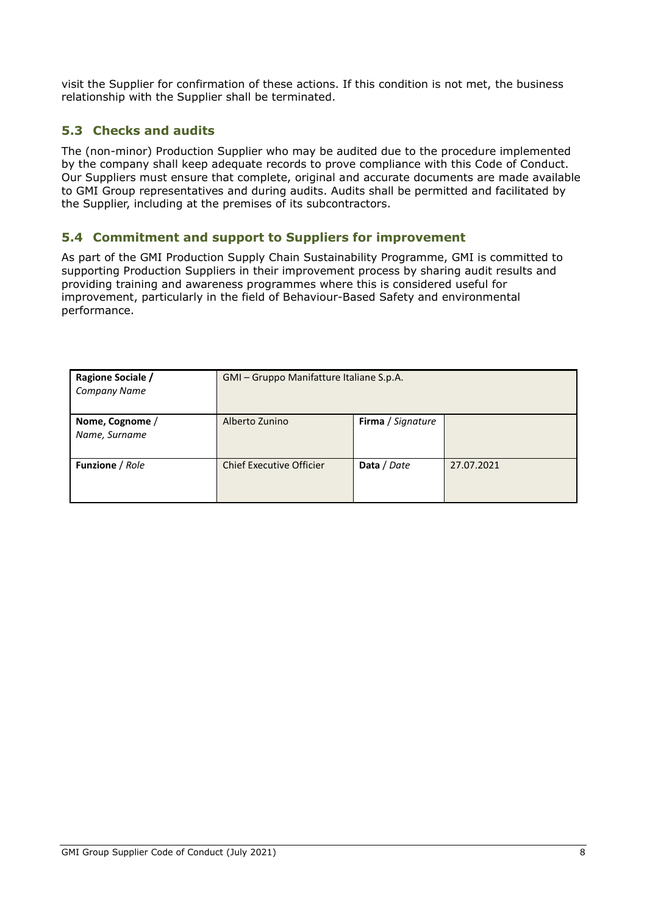visit the Supplier for confirmation of these actions. If this condition is not met, the business relationship with the Supplier shall be terminated.

### 5.3 Checks and audits

The (non-minor) Production Supplier who may be audited due to the procedure implemented by the company shall keep adequate records to prove compliance with this Code of Conduct. Our Suppliers must ensure that complete, original and accurate documents are made available to GMI Group representatives and during audits. Audits shall be permitted and facilitated by the Supplier, including at the premises of its subcontractors.

### 5.4 Commitment and support to Suppliers for improvement

As part of the GMI Production Supply Chain Sustainability Programme, GMI is committed to supporting Production Suppliers in their improvement process by sharing audit results and providing training and awareness programmes where this is considered useful for improvement, particularly in the field of Behaviour-Based Safety and environmental performance.

| | | | |
|---|---|---|---|
| **Ragione Sociale /** *Company Name* | GMI – Gruppo Manifatture Italiane S.p.A. | | |
| **Nome, Cognome** / *Name, Surname* | Alberto Zunino | **Firma** / *Signature* | |
| **Funzione** / *Role* | Chief Executive Officier | **Data** / *Date* | 27.07.2021 |